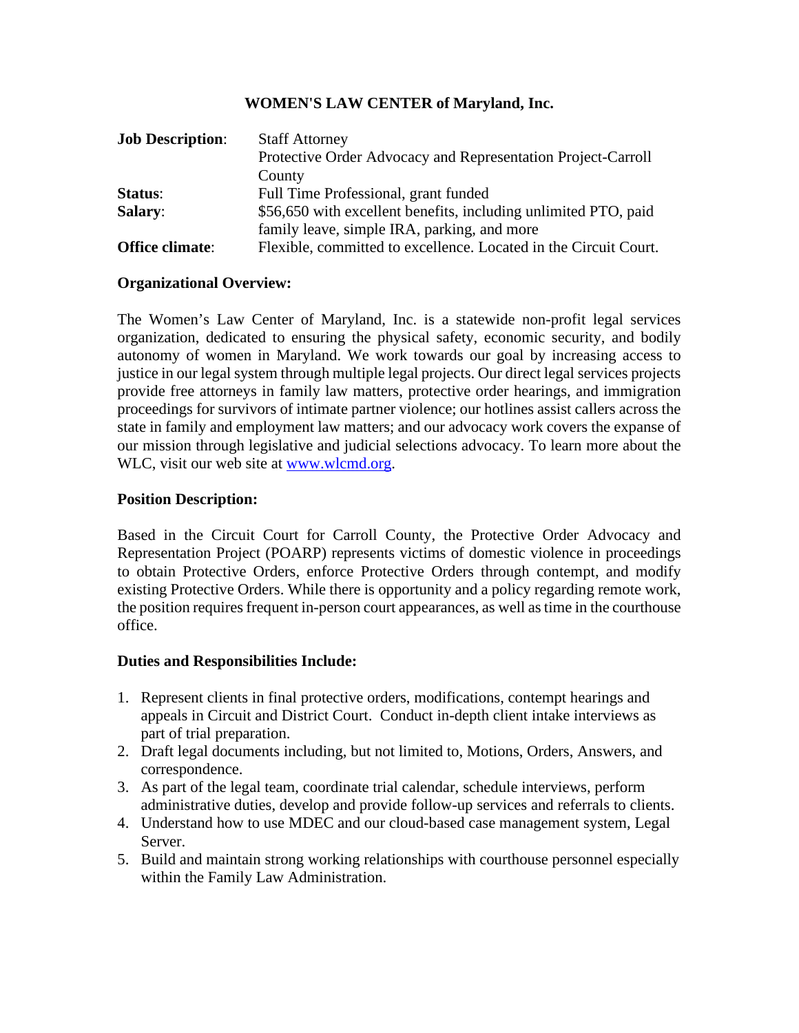# WOMEN'S LAW CENTER of Maryland, Inc.

| | |
|---|---|
| **Job Description**: | Staff Attorney<br>Protective Order Advocacy and Representation Project-Carroll County |
| **Status**: | Full Time Professional, grant funded |
| **Salary**: | $56,650 with excellent benefits, including unlimited PTO, paid family leave, simple IRA, parking, and more |
| **Office climate**: | Flexible, committed to excellence. Located in the Circuit Court. |

**Organizational Overview:**

The Women's Law Center of Maryland, Inc. is a statewide non-profit legal services organization, dedicated to ensuring the physical safety, economic security, and bodily autonomy of women in Maryland. We work towards our goal by increasing access to justice in our legal system through multiple legal projects. Our direct legal services projects provide free attorneys in family law matters, protective order hearings, and immigration proceedings for survivors of intimate partner violence; our hotlines assist callers across the state in family and employment law matters; and our advocacy work covers the expanse of our mission through legislative and judicial selections advocacy. To learn more about the WLC, visit our web site at [www.wlcmd.org](http://www.wlcmd.org).

**Position Description:**

Based in the Circuit Court for Carroll County, the Protective Order Advocacy and Representation Project (POARP) represents victims of domestic violence in proceedings to obtain Protective Orders, enforce Protective Orders through contempt, and modify existing Protective Orders. While there is opportunity and a policy regarding remote work, the position requires frequent in-person court appearances, as well as time in the courthouse office.

**Duties and Responsibilities Include:**

1. Represent clients in final protective orders, modifications, contempt hearings and appeals in Circuit and District Court. Conduct in-depth client intake interviews as part of trial preparation.
2. Draft legal documents including, but not limited to, Motions, Orders, Answers, and correspondence.
3. As part of the legal team, coordinate trial calendar, schedule interviews, perform administrative duties, develop and provide follow-up services and referrals to clients.
4. Understand how to use MDEC and our cloud-based case management system, Legal Server.
5. Build and maintain strong working relationships with courthouse personnel especially within the Family Law Administration.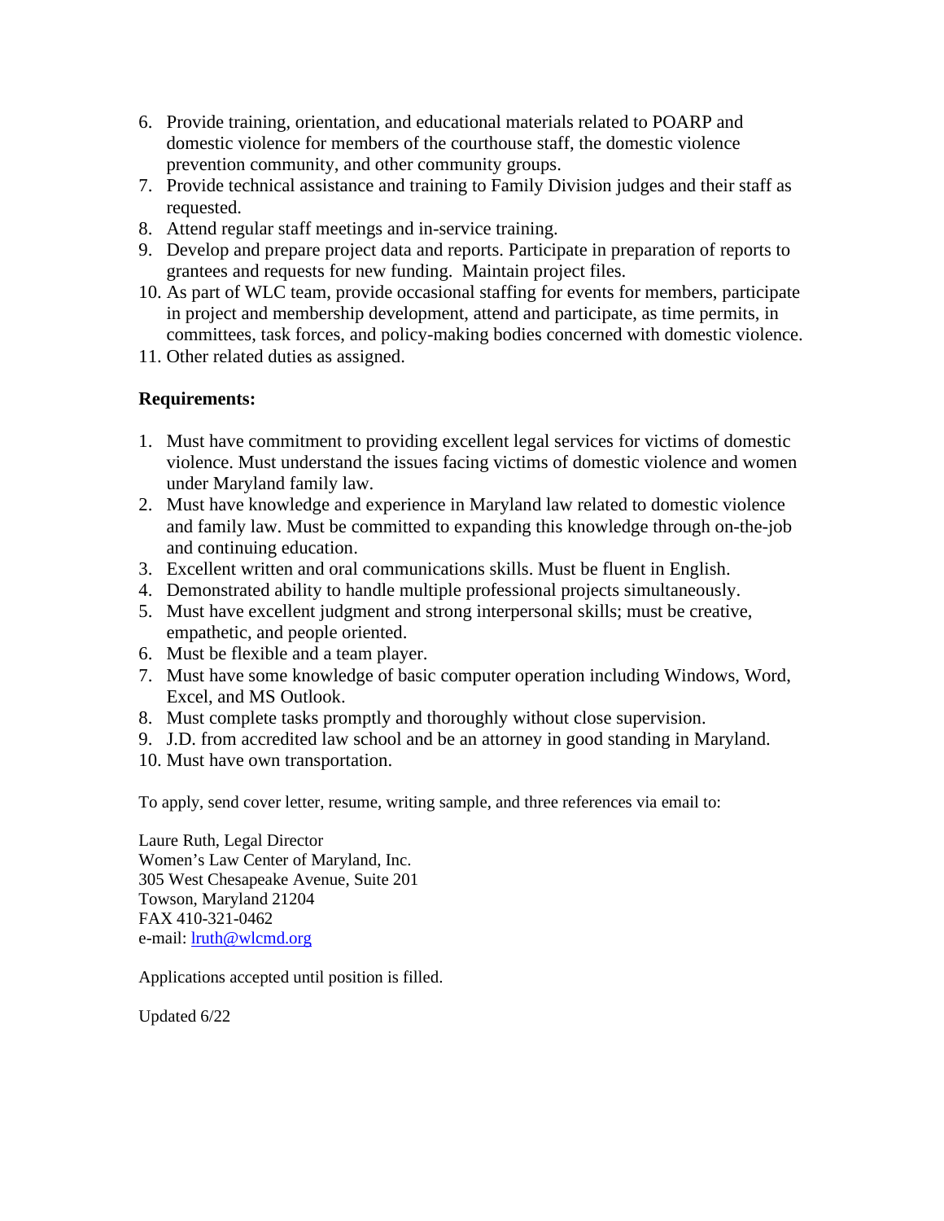6. Provide training, orientation, and educational materials related to POARP and domestic violence for members of the courthouse staff, the domestic violence prevention community, and other community groups.
7. Provide technical assistance and training to Family Division judges and their staff as requested.
8. Attend regular staff meetings and in-service training.
9. Develop and prepare project data and reports. Participate in preparation of reports to grantees and requests for new funding. Maintain project files.
10. As part of WLC team, provide occasional staffing for events for members, participate in project and membership development, attend and participate, as time permits, in committees, task forces, and policy-making bodies concerned with domestic violence.
11. Other related duties as assigned.

**Requirements:**

1. Must have commitment to providing excellent legal services for victims of domestic violence. Must understand the issues facing victims of domestic violence and women under Maryland family law.
2. Must have knowledge and experience in Maryland law related to domestic violence and family law. Must be committed to expanding this knowledge through on-the-job and continuing education.
3. Excellent written and oral communications skills. Must be fluent in English.
4. Demonstrated ability to handle multiple professional projects simultaneously.
5. Must have excellent judgment and strong interpersonal skills; must be creative, empathetic, and people oriented.
6. Must be flexible and a team player.
7. Must have some knowledge of basic computer operation including Windows, Word, Excel, and MS Outlook.
8. Must complete tasks promptly and thoroughly without close supervision.
9. J.D. from accredited law school and be an attorney in good standing in Maryland.
10. Must have own transportation.

To apply, send cover letter, resume, writing sample, and three references via email to:

Laure Ruth, Legal Director
Women's Law Center of Maryland, Inc.
305 West Chesapeake Avenue, Suite 201
Towson, Maryland 21204
FAX 410-321-0462
e-mail: lruth@wlcmd.org

Applications accepted until position is filled.

Updated 6/22